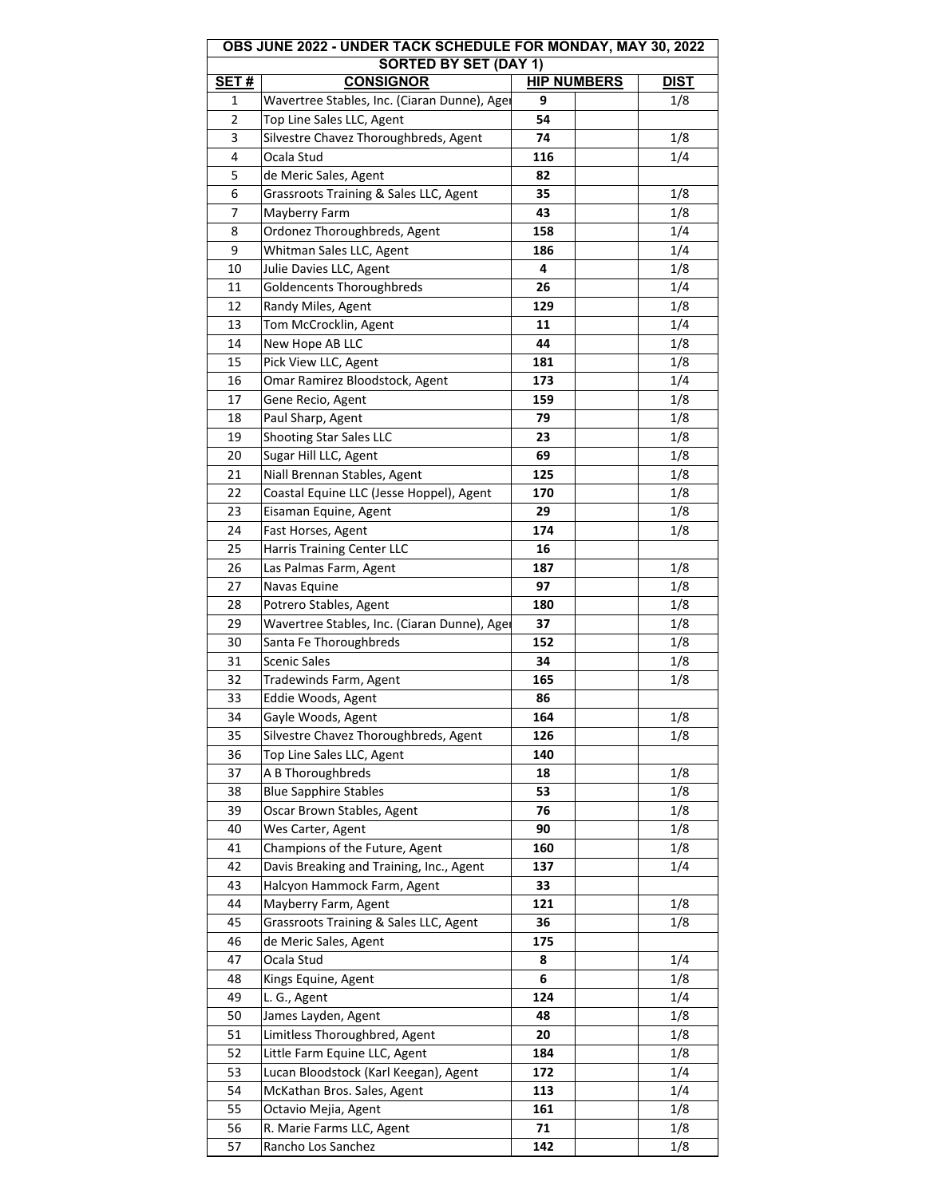| OBS JUNE 2022 - UNDER TACK SCHEDULE FOR MONDAY, MAY 30, 2022 | | | | |
|---|---|---|---|---|
| SORTED BY SET (DAY 1) | | | | |
| **SET #** | **CONSIGNOR** | **HIP NUMBERS** | | **DIST** |
| 1 | Wavertree Stables, Inc. (Ciaran Dunne), Ager | **9** | | 1/8 |
| 2 | Top Line Sales LLC, Agent | **54** | | |
| 3 | Silvestre Chavez Thoroughbreds, Agent | **74** | | 1/8 |
| 4 | Ocala Stud | **116** | | 1/4 |
| 5 | de Meric Sales, Agent | **82** | | |
| 6 | Grassroots Training & Sales LLC, Agent | **35** | | 1/8 |
| 7 | Mayberry Farm | **43** | | 1/8 |
| 8 | Ordonez Thoroughbreds, Agent | **158** | | 1/4 |
| 9 | Whitman Sales LLC, Agent | **186** | | 1/4 |
| 10 | Julie Davies LLC, Agent | **4** | | 1/8 |
| 11 | Goldencents Thoroughbreds | **26** | | 1/4 |
| 12 | Randy Miles, Agent | **129** | | 1/8 |
| 13 | Tom McCrocklin, Agent | **11** | | 1/4 |
| 14 | New Hope AB LLC | **44** | | 1/8 |
| 15 | Pick View LLC, Agent | **181** | | 1/8 |
| 16 | Omar Ramirez Bloodstock, Agent | **173** | | 1/4 |
| 17 | Gene Recio, Agent | **159** | | 1/8 |
| 18 | Paul Sharp, Agent | **79** | | 1/8 |
| 19 | Shooting Star Sales LLC | **23** | | 1/8 |
| 20 | Sugar Hill LLC, Agent | **69** | | 1/8 |
| 21 | Niall Brennan Stables, Agent | **125** | | 1/8 |
| 22 | Coastal Equine LLC (Jesse Hoppel), Agent | **170** | | 1/8 |
| 23 | Eisaman Equine, Agent | **29** | | 1/8 |
| 24 | Fast Horses, Agent | **174** | | 1/8 |
| 25 | Harris Training Center LLC | **16** | | |
| 26 | Las Palmas Farm, Agent | **187** | | 1/8 |
| 27 | Navas Equine | **97** | | 1/8 |
| 28 | Potrero Stables, Agent | **180** | | 1/8 |
| 29 | Wavertree Stables, Inc. (Ciaran Dunne), Ager | **37** | | 1/8 |
| 30 | Santa Fe Thoroughbreds | **152** | | 1/8 |
| 31 | Scenic Sales | **34** | | 1/8 |
| 32 | Tradewinds Farm, Agent | **165** | | 1/8 |
| 33 | Eddie Woods, Agent | **86** | | |
| 34 | Gayle Woods, Agent | **164** | | 1/8 |
| 35 | Silvestre Chavez Thoroughbreds, Agent | **126** | | 1/8 |
| 36 | Top Line Sales LLC, Agent | **140** | | |
| 37 | A B Thoroughbreds | **18** | | 1/8 |
| 38 | Blue Sapphire Stables | **53** | | 1/8 |
| 39 | Oscar Brown Stables, Agent | **76** | | 1/8 |
| 40 | Wes Carter, Agent | **90** | | 1/8 |
| 41 | Champions of the Future, Agent | **160** | | 1/8 |
| 42 | Davis Breaking and Training, Inc., Agent | **137** | | 1/4 |
| 43 | Halcyon Hammock Farm, Agent | **33** | | |
| 44 | Mayberry Farm, Agent | **121** | | 1/8 |
| 45 | Grassroots Training & Sales LLC, Agent | **36** | | 1/8 |
| 46 | de Meric Sales, Agent | **175** | | |
| 47 | Ocala Stud | **8** | | 1/4 |
| 48 | Kings Equine, Agent | **6** | | 1/8 |
| 49 | L. G., Agent | **124** | | 1/4 |
| 50 | James Layden, Agent | **48** | | 1/8 |
| 51 | Limitless Thoroughbred, Agent | **20** | | 1/8 |
| 52 | Little Farm Equine LLC, Agent | **184** | | 1/8 |
| 53 | Lucan Bloodstock (Karl Keegan), Agent | **172** | | 1/4 |
| 54 | McKathan Bros. Sales, Agent | **113** | | 1/4 |
| 55 | Octavio Mejia, Agent | **161** | | 1/8 |
| 56 | R. Marie Farms LLC, Agent | **71** | | 1/8 |
| 57 | Rancho Los Sanchez | **142** | | 1/8 |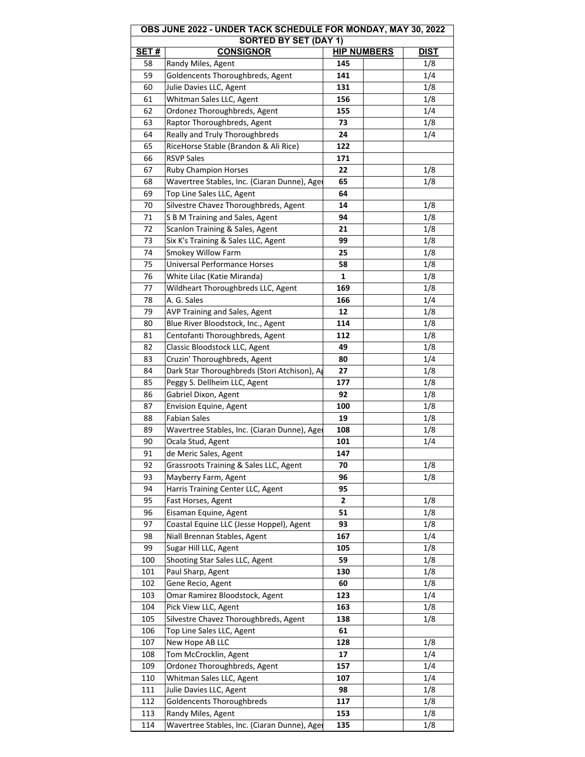| OBS JUNE 2022 - UNDER TACK SCHEDULE FOR MONDAY, MAY 30, 2022 | | | | |
|---|---|---|---|---|
| SORTED BY SET (DAY 1) | | | | |
| **SET #** | **CONSIGNOR** | **HIP NUMBERS** | | **DIST** |
| 58 | Randy Miles, Agent | **145** | | 1/8 |
| 59 | Goldencents Thoroughbreds, Agent | **141** | | 1/4 |
| 60 | Julie Davies LLC, Agent | **131** | | 1/8 |
| 61 | Whitman Sales LLC, Agent | **156** | | 1/8 |
| 62 | Ordonez Thoroughbreds, Agent | **155** | | 1/4 |
| 63 | Raptor Thoroughbreds, Agent | **73** | | 1/8 |
| 64 | Really and Truly Thoroughbreds | **24** | | 1/4 |
| 65 | RiceHorse Stable (Brandon & Ali Rice) | **122** | | |
| 66 | RSVP Sales | **171** | | |
| 67 | Ruby Champion Horses | **22** | | 1/8 |
| 68 | Wavertree Stables, Inc. (Ciaran Dunne), Agen | **65** | | 1/8 |
| 69 | Top Line Sales LLC, Agent | **64** | | |
| 70 | Silvestre Chavez Thoroughbreds, Agent | **14** | | 1/8 |
| 71 | S B M Training and Sales, Agent | **94** | | 1/8 |
| 72 | Scanlon Training & Sales, Agent | **21** | | 1/8 |
| 73 | Six K's Training & Sales LLC, Agent | **99** | | 1/8 |
| 74 | Smokey Willow Farm | **25** | | 1/8 |
| 75 | Universal Performance Horses | **58** | | 1/8 |
| 76 | White Lilac (Katie Miranda) | **1** | | 1/8 |
| 77 | Wildheart Thoroughbreds LLC, Agent | **169** | | 1/8 |
| 78 | A. G. Sales | **166** | | 1/4 |
| 79 | AVP Training and Sales, Agent | **12** | | 1/8 |
| 80 | Blue River Bloodstock, Inc., Agent | **114** | | 1/8 |
| 81 | Centofanti Thoroughbreds, Agent | **112** | | 1/8 |
| 82 | Classic Bloodstock LLC, Agent | **49** | | 1/8 |
| 83 | Cruzin' Thoroughbreds, Agent | **80** | | 1/4 |
| 84 | Dark Star Thoroughbreds (Stori Atchison), Ag | **27** | | 1/8 |
| 85 | Peggy S. Dellheim LLC, Agent | **177** | | 1/8 |
| 86 | Gabriel Dixon, Agent | **92** | | 1/8 |
| 87 | Envision Equine, Agent | **100** | | 1/8 |
| 88 | Fabian Sales | **19** | | 1/8 |
| 89 | Wavertree Stables, Inc. (Ciaran Dunne), Agen | **108** | | 1/8 |
| 90 | Ocala Stud, Agent | **101** | | 1/4 |
| 91 | de Meric Sales, Agent | **147** | | |
| 92 | Grassroots Training & Sales LLC, Agent | **70** | | 1/8 |
| 93 | Mayberry Farm, Agent | **96** | | 1/8 |
| 94 | Harris Training Center LLC, Agent | **95** | | |
| 95 | Fast Horses, Agent | **2** | | 1/8 |
| 96 | Eisaman Equine, Agent | **51** | | 1/8 |
| 97 | Coastal Equine LLC (Jesse Hoppel), Agent | **93** | | 1/8 |
| 98 | Niall Brennan Stables, Agent | **167** | | 1/4 |
| 99 | Sugar Hill LLC, Agent | **105** | | 1/8 |
| 100 | Shooting Star Sales LLC, Agent | **59** | | 1/8 |
| 101 | Paul Sharp, Agent | **130** | | 1/8 |
| 102 | Gene Recio, Agent | **60** | | 1/8 |
| 103 | Omar Ramirez Bloodstock, Agent | **123** | | 1/4 |
| 104 | Pick View LLC, Agent | **163** | | 1/8 |
| 105 | Silvestre Chavez Thoroughbreds, Agent | **138** | | 1/8 |
| 106 | Top Line Sales LLC, Agent | **61** | | |
| 107 | New Hope AB LLC | **128** | | 1/8 |
| 108 | Tom McCrocklin, Agent | **17** | | 1/4 |
| 109 | Ordonez Thoroughbreds, Agent | **157** | | 1/4 |
| 110 | Whitman Sales LLC, Agent | **107** | | 1/4 |
| 111 | Julie Davies LLC, Agent | **98** | | 1/8 |
| 112 | Goldencents Thoroughbreds | **117** | | 1/8 |
| 113 | Randy Miles, Agent | **153** | | 1/8 |
| 114 | Wavertree Stables, Inc. (Ciaran Dunne), Agen | **135** | | 1/8 |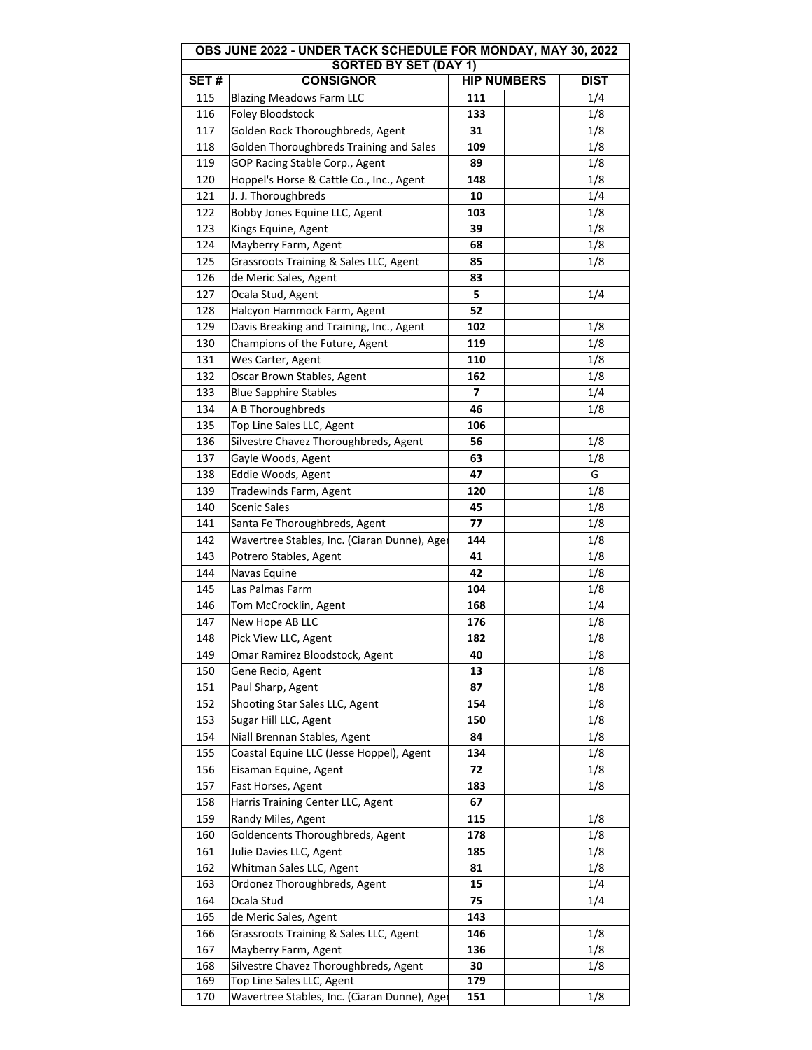| OBS JUNE 2022 - UNDER TACK SCHEDULE FOR MONDAY, MAY 30, 2022 | | | | |
|---|---|---|---|---|
| SORTED BY SET (DAY 1) | | | | |
| **SET #** | **CONSIGNOR** | **HIP NUMBERS** | | **DIST** |
| 115 | Blazing Meadows Farm LLC | **111** | | 1/4 |
| 116 | Foley Bloodstock | **133** | | 1/8 |
| 117 | Golden Rock Thoroughbreds, Agent | **31** | | 1/8 |
| 118 | Golden Thoroughbreds Training and Sales | **109** | | 1/8 |
| 119 | GOP Racing Stable Corp., Agent | **89** | | 1/8 |
| 120 | Hoppel's Horse & Cattle Co., Inc., Agent | **148** | | 1/8 |
| 121 | J. J. Thoroughbreds | **10** | | 1/4 |
| 122 | Bobby Jones Equine LLC, Agent | **103** | | 1/8 |
| 123 | Kings Equine, Agent | **39** | | 1/8 |
| 124 | Mayberry Farm, Agent | **68** | | 1/8 |
| 125 | Grassroots Training & Sales LLC, Agent | **85** | | 1/8 |
| 126 | de Meric Sales, Agent | **83** | | |
| 127 | Ocala Stud, Agent | **5** | | 1/4 |
| 128 | Halcyon Hammock Farm, Agent | **52** | | |
| 129 | Davis Breaking and Training, Inc., Agent | **102** | | 1/8 |
| 130 | Champions of the Future, Agent | **119** | | 1/8 |
| 131 | Wes Carter, Agent | **110** | | 1/8 |
| 132 | Oscar Brown Stables, Agent | **162** | | 1/8 |
| 133 | Blue Sapphire Stables | **7** | | 1/4 |
| 134 | A B Thoroughbreds | **46** | | 1/8 |
| 135 | Top Line Sales LLC, Agent | **106** | | |
| 136 | Silvestre Chavez Thoroughbreds, Agent | **56** | | 1/8 |
| 137 | Gayle Woods, Agent | **63** | | 1/8 |
| 138 | Eddie Woods, Agent | **47** | | G |
| 139 | Tradewinds Farm, Agent | **120** | | 1/8 |
| 140 | Scenic Sales | **45** | | 1/8 |
| 141 | Santa Fe Thoroughbreds, Agent | **77** | | 1/8 |
| 142 | Wavertree Stables, Inc. (Ciaran Dunne), Agen | **144** | | 1/8 |
| 143 | Potrero Stables, Agent | **41** | | 1/8 |
| 144 | Navas Equine | **42** | | 1/8 |
| 145 | Las Palmas Farm | **104** | | 1/8 |
| 146 | Tom McCrocklin, Agent | **168** | | 1/4 |
| 147 | New Hope AB LLC | **176** | | 1/8 |
| 148 | Pick View LLC, Agent | **182** | | 1/8 |
| 149 | Omar Ramirez Bloodstock, Agent | **40** | | 1/8 |
| 150 | Gene Recio, Agent | **13** | | 1/8 |
| 151 | Paul Sharp, Agent | **87** | | 1/8 |
| 152 | Shooting Star Sales LLC, Agent | **154** | | 1/8 |
| 153 | Sugar Hill LLC, Agent | **150** | | 1/8 |
| 154 | Niall Brennan Stables, Agent | **84** | | 1/8 |
| 155 | Coastal Equine LLC (Jesse Hoppel), Agent | **134** | | 1/8 |
| 156 | Eisaman Equine, Agent | **72** | | 1/8 |
| 157 | Fast Horses, Agent | **183** | | 1/8 |
| 158 | Harris Training Center LLC, Agent | **67** | | |
| 159 | Randy Miles, Agent | **115** | | 1/8 |
| 160 | Goldencents Thoroughbreds, Agent | **178** | | 1/8 |
| 161 | Julie Davies LLC, Agent | **185** | | 1/8 |
| 162 | Whitman Sales LLC, Agent | **81** | | 1/8 |
| 163 | Ordonez Thoroughbreds, Agent | **15** | | 1/4 |
| 164 | Ocala Stud | **75** | | 1/4 |
| 165 | de Meric Sales, Agent | **143** | | |
| 166 | Grassroots Training & Sales LLC, Agent | **146** | | 1/8 |
| 167 | Mayberry Farm, Agent | **136** | | 1/8 |
| 168 | Silvestre Chavez Thoroughbreds, Agent | **30** | | 1/8 |
| 169 | Top Line Sales LLC, Agent | **179** | | |
| 170 | Wavertree Stables, Inc. (Ciaran Dunne), Agen | **151** | | 1/8 |